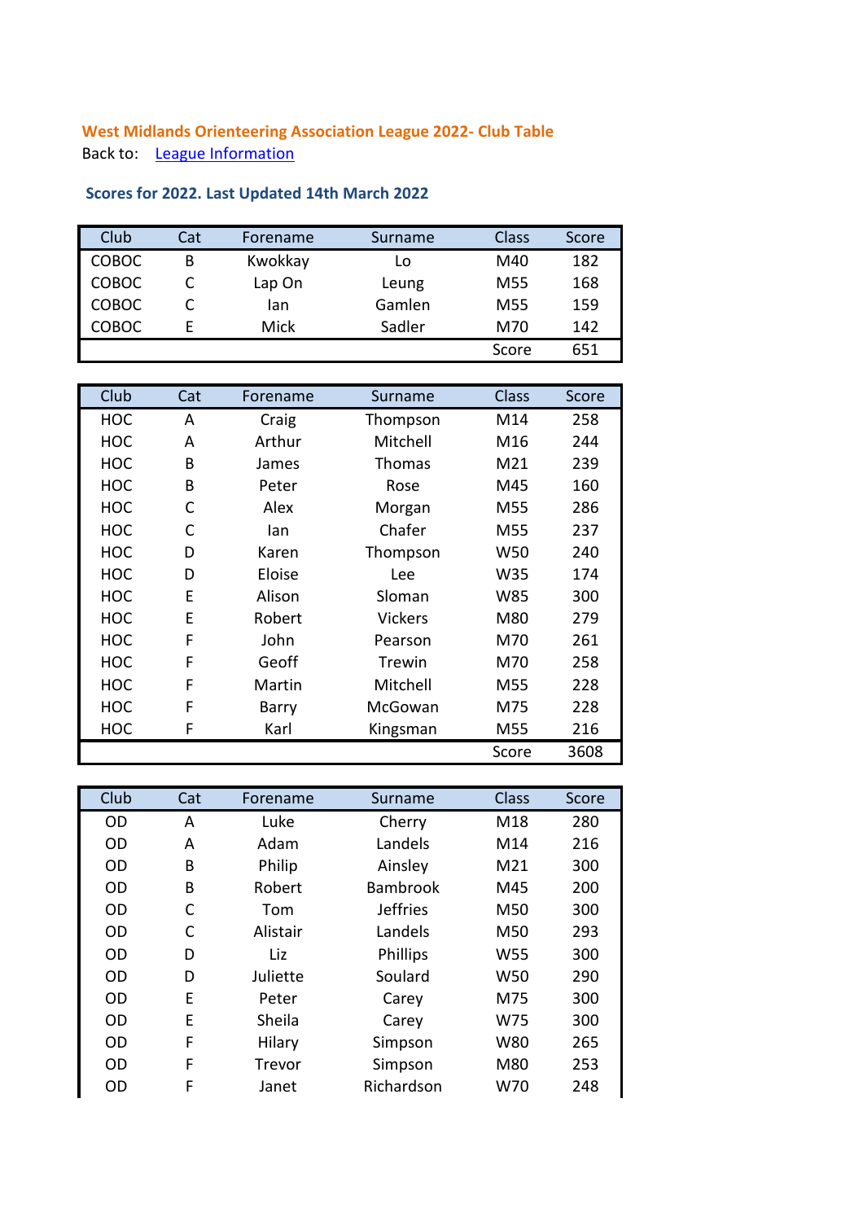## West Midlands Orienteering Association League 2022- Club Table

Back to: League Information

### Scores for 2022. Last Updated 14th March 2022

| Club | Cat | Forename | Surname | Class | Score |
|---|---|---|---|---|---|
| COBOC | B | Kwokkay | Lo | M40 | 182 |
| COBOC | C | Lap On | Leung | M55 | 168 |
| COBOC | C | Ian | Gamlen | M55 | 159 |
| COBOC | E | Mick | Sadler | M70 | 142 |
| | | | | Score | 651 |

| Club | Cat | Forename | Surname | Class | Score |
|---|---|---|---|---|---|
| HOC | A | Craig | Thompson | M14 | 258 |
| HOC | A | Arthur | Mitchell | M16 | 244 |
| HOC | B | James | Thomas | M21 | 239 |
| HOC | B | Peter | Rose | M45 | 160 |
| HOC | C | Alex | Morgan | M55 | 286 |
| HOC | C | Ian | Chafer | M55 | 237 |
| HOC | D | Karen | Thompson | W50 | 240 |
| HOC | D | Eloise | Lee | W35 | 174 |
| HOC | E | Alison | Sloman | W85 | 300 |
| HOC | E | Robert | Vickers | M80 | 279 |
| HOC | F | John | Pearson | M70 | 261 |
| HOC | F | Geoff | Trewin | M70 | 258 |
| HOC | F | Martin | Mitchell | M55 | 228 |
| HOC | F | Barry | McGowan | M75 | 228 |
| HOC | F | Karl | Kingsman | M55 | 216 |
| | | | | Score | 3608 |

| Club | Cat | Forename | Surname | Class | Score |
|---|---|---|---|---|---|
| OD | A | Luke | Cherry | M18 | 280 |
| OD | A | Adam | Landels | M14 | 216 |
| OD | B | Philip | Ainsley | M21 | 300 |
| OD | B | Robert | Bambrook | M45 | 200 |
| OD | C | Tom | Jeffries | M50 | 300 |
| OD | C | Alistair | Landels | M50 | 293 |
| OD | D | Liz | Phillips | W55 | 300 |
| OD | D | Juliette | Soulard | W50 | 290 |
| OD | E | Peter | Carey | M75 | 300 |
| OD | E | Sheila | Carey | W75 | 300 |
| OD | F | Hilary | Simpson | W80 | 265 |
| OD | F | Trevor | Simpson | M80 | 253 |
| OD | F | Janet | Richardson | W70 | 248 |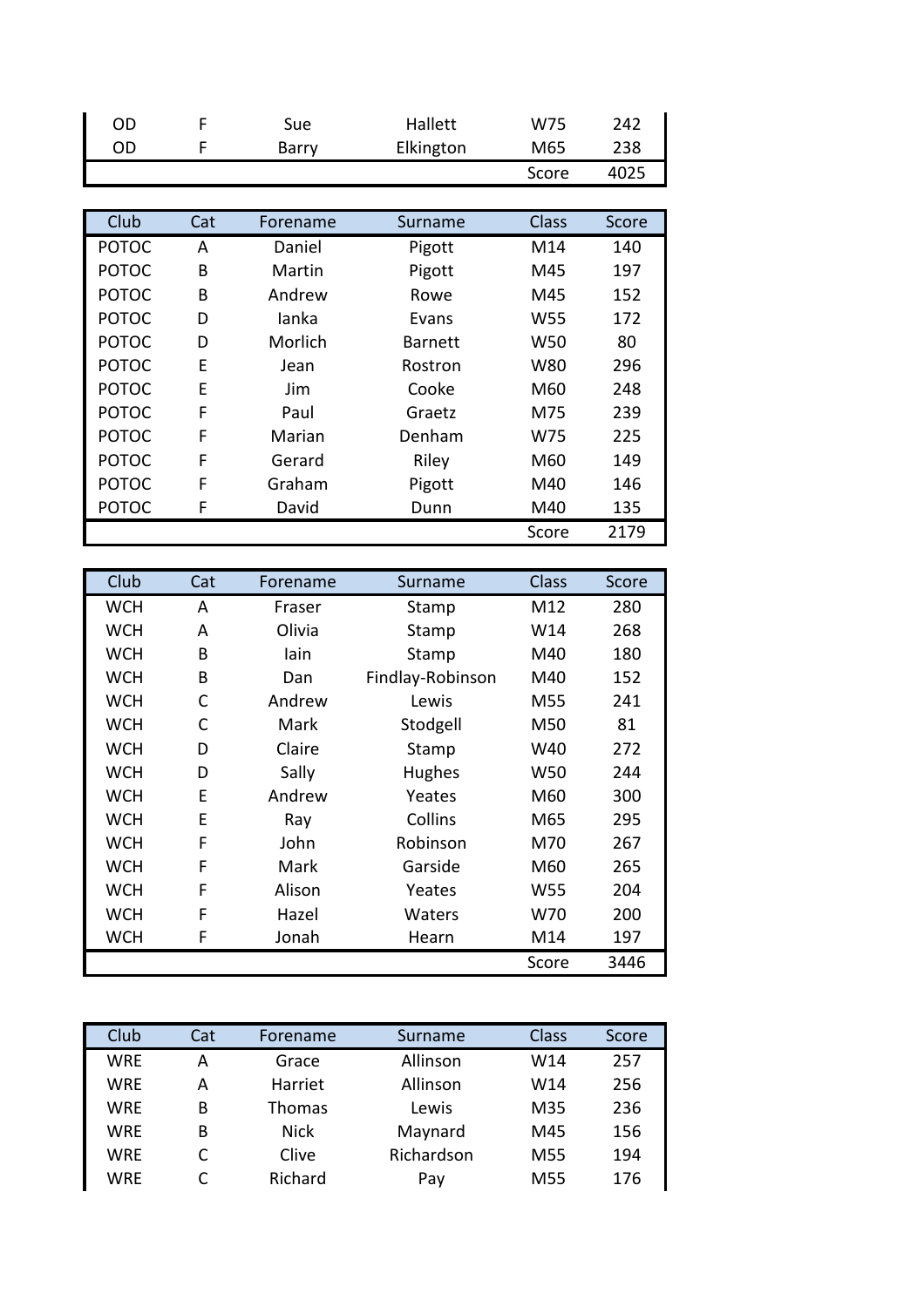| OD | F | Sue | Hallett | W75 | 242 |
|---|---|---|---|---|---|
| OD | F | Barry | Elkington | M65 | 238 |
| | | | | Score | 4025 |

| Club | Cat | Forename | Surname | Class | Score |
|---|---|---|---|---|---|
| POTOC | A | Daniel | Pigott | M14 | 140 |
| POTOC | B | Martin | Pigott | M45 | 197 |
| POTOC | B | Andrew | Rowe | M45 | 152 |
| POTOC | D | Ianka | Evans | W55 | 172 |
| POTOC | D | Morlich | Barnett | W50 | 80 |
| POTOC | E | Jean | Rostron | W80 | 296 |
| POTOC | E | Jim | Cooke | M60 | 248 |
| POTOC | F | Paul | Graetz | M75 | 239 |
| POTOC | F | Marian | Denham | W75 | 225 |
| POTOC | F | Gerard | Riley | M60 | 149 |
| POTOC | F | Graham | Pigott | M40 | 146 |
| POTOC | F | David | Dunn | M40 | 135 |
| | | | | Score | 2179 |

| Club | Cat | Forename | Surname | Class | Score |
|---|---|---|---|---|---|
| WCH | A | Fraser | Stamp | M12 | 280 |
| WCH | A | Olivia | Stamp | W14 | 268 |
| WCH | B | Iain | Stamp | M40 | 180 |
| WCH | B | Dan | Findlay-Robinson | M40 | 152 |
| WCH | C | Andrew | Lewis | M55 | 241 |
| WCH | C | Mark | Stodgell | M50 | 81 |
| WCH | D | Claire | Stamp | W40 | 272 |
| WCH | D | Sally | Hughes | W50 | 244 |
| WCH | E | Andrew | Yeates | M60 | 300 |
| WCH | E | Ray | Collins | M65 | 295 |
| WCH | F | John | Robinson | M70 | 267 |
| WCH | F | Mark | Garside | M60 | 265 |
| WCH | F | Alison | Yeates | W55 | 204 |
| WCH | F | Hazel | Waters | W70 | 200 |
| WCH | F | Jonah | Hearn | M14 | 197 |
| | | | | Score | 3446 |

| Club | Cat | Forename | Surname | Class | Score |
|---|---|---|---|---|---|
| WRE | A | Grace | Allinson | W14 | 257 |
| WRE | A | Harriet | Allinson | W14 | 256 |
| WRE | B | Thomas | Lewis | M35 | 236 |
| WRE | B | Nick | Maynard | M45 | 156 |
| WRE | C | Clive | Richardson | M55 | 194 |
| WRE | C | Richard | Pay | M55 | 176 |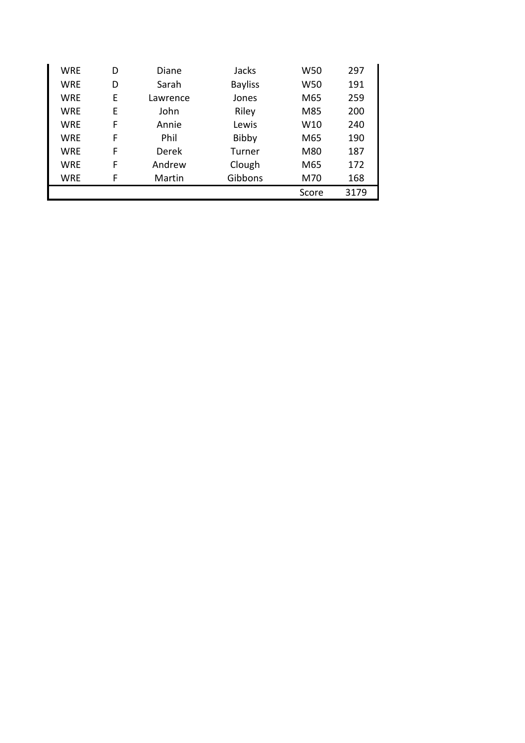| | | | | | |
|---|---|---|---|---|---|
| WRE | D | Diane | Jacks | W50 | 297 |
| WRE | D | Sarah | Bayliss | W50 | 191 |
| WRE | E | Lawrence | Jones | M65 | 259 |
| WRE | E | John | Riley | M85 | 200 |
| WRE | F | Annie | Lewis | W10 | 240 |
| WRE | F | Phil | Bibby | M65 | 190 |
| WRE | F | Derek | Turner | M80 | 187 |
| WRE | F | Andrew | Clough | M65 | 172 |
| WRE | F | Martin | Gibbons | M70 | 168 |
| | | | | Score | 3179 |